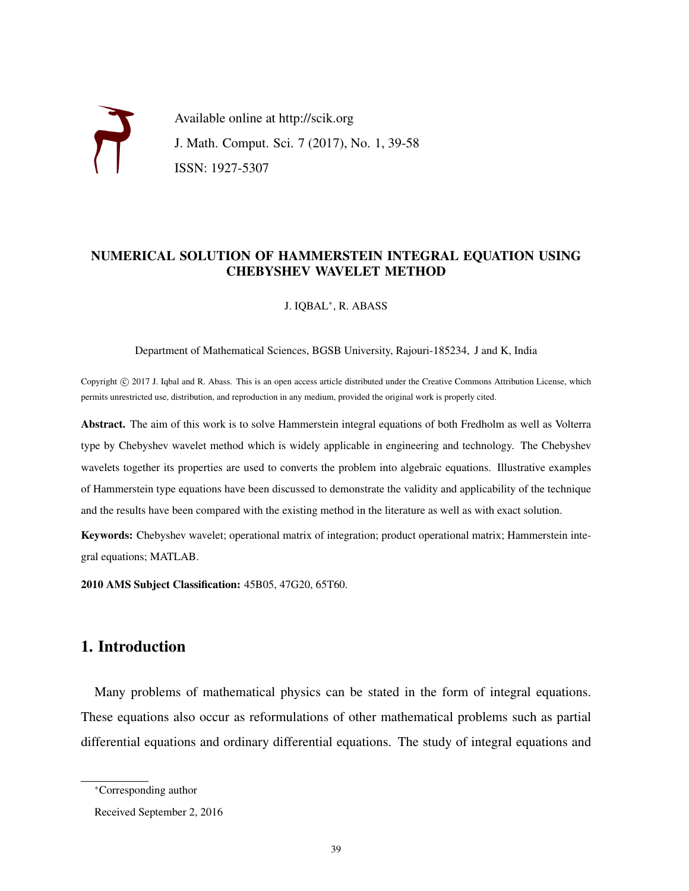Available online at http://scik.org

J. Math. Comput. Sci. 7 (2017), No. 1, 39-58

ISSN: 1927-5307

# NUMERICAL SOLUTION OF HAMMERSTEIN INTEGRAL EQUATION USING CHEBYSHEV WAVELET METHOD

J. IQBAL*, R. ABASS

Department of Mathematical Sciences, BGSB University, Rajouri-185234, J and K, India

Copyright © 2017 J. Iqbal and R. Abass. This is an open access article distributed under the Creative Commons Attribution License, which permits unrestricted use, distribution, and reproduction in any medium, provided the original work is properly cited.

**Abstract.** The aim of this work is to solve Hammerstein integral equations of both Fredholm as well as Volterra type by Chebyshev wavelet method which is widely applicable in engineering and technology. The Chebyshev wavelets together its properties are used to converts the problem into algebraic equations. Illustrative examples of Hammerstein type equations have been discussed to demonstrate the validity and applicability of the technique and the results have been compared with the existing method in the literature as well as with exact solution.

**Keywords:** Chebyshev wavelet; operational matrix of integration; product operational matrix; Hammerstein integral equations; MATLAB.

**2010 AMS Subject Classification:** 45B05, 47G20, 65T60.

## 1. Introduction

Many problems of mathematical physics can be stated in the form of integral equations. These equations also occur as reformulations of other mathematical problems such as partial differential equations and ordinary differential equations. The study of integral equations and

*Corresponding author

Received September 2, 2016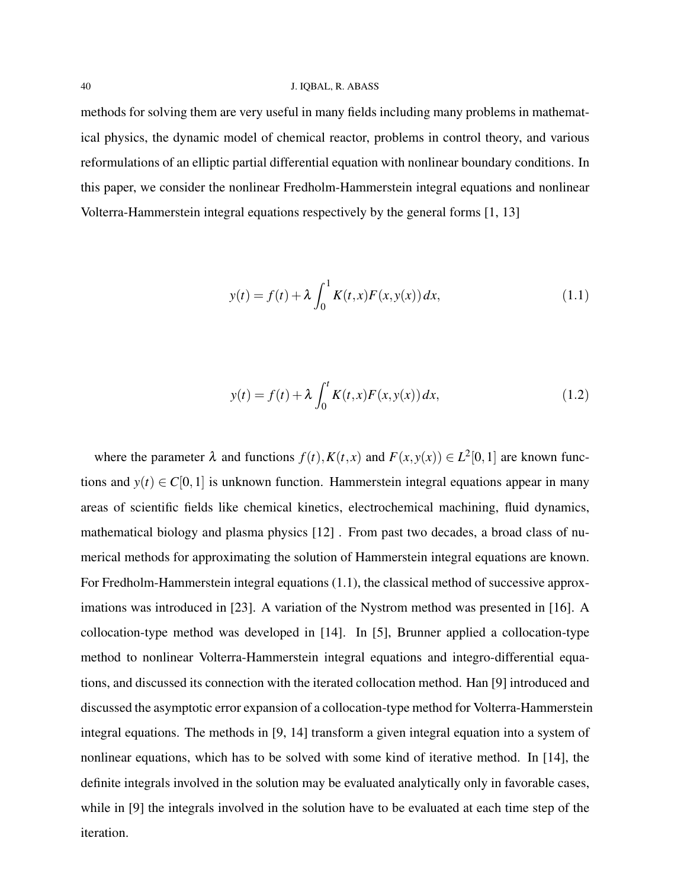methods for solving them are very useful in many fields including many problems in mathematical physics, the dynamic model of chemical reactor, problems in control theory, and various reformulations of an elliptic partial differential equation with nonlinear boundary conditions. In this paper, we consider the nonlinear Fredholm-Hammerstein integral equations and nonlinear Volterra-Hammerstein integral equations respectively by the general forms [1, 13]

$$y(t) = f(t) + \lambda \int_0^1 K(t,x) F(x, y(x))\, dx, \tag{1.1}$$

$$y(t) = f(t) + \lambda \int_0^t K(t,x) F(x, y(x))\, dx, \tag{1.2}$$

where the parameter $\lambda$ and functions $f(t), K(t,x)$ and $F(x,y(x)) \in L^2[0,1]$ are known functions and $y(t) \in C[0,1]$ is unknown function. Hammerstein integral equations appear in many areas of scientific fields like chemical kinetics, electrochemical machining, fluid dynamics, mathematical biology and plasma physics [12] . From past two decades, a broad class of numerical methods for approximating the solution of Hammerstein integral equations are known. For Fredholm-Hammerstein integral equations (1.1), the classical method of successive approximations was introduced in [23]. A variation of the Nystrom method was presented in [16]. A collocation-type method was developed in [14]. In [5], Brunner applied a collocation-type method to nonlinear Volterra-Hammerstein integral equations and integro-differential equations, and discussed its connection with the iterated collocation method. Han [9] introduced and discussed the asymptotic error expansion of a collocation-type method for Volterra-Hammerstein integral equations. The methods in [9, 14] transform a given integral equation into a system of nonlinear equations, which has to be solved with some kind of iterative method. In [14], the definite integrals involved in the solution may be evaluated analytically only in favorable cases, while in [9] the integrals involved in the solution have to be evaluated at each time step of the iteration.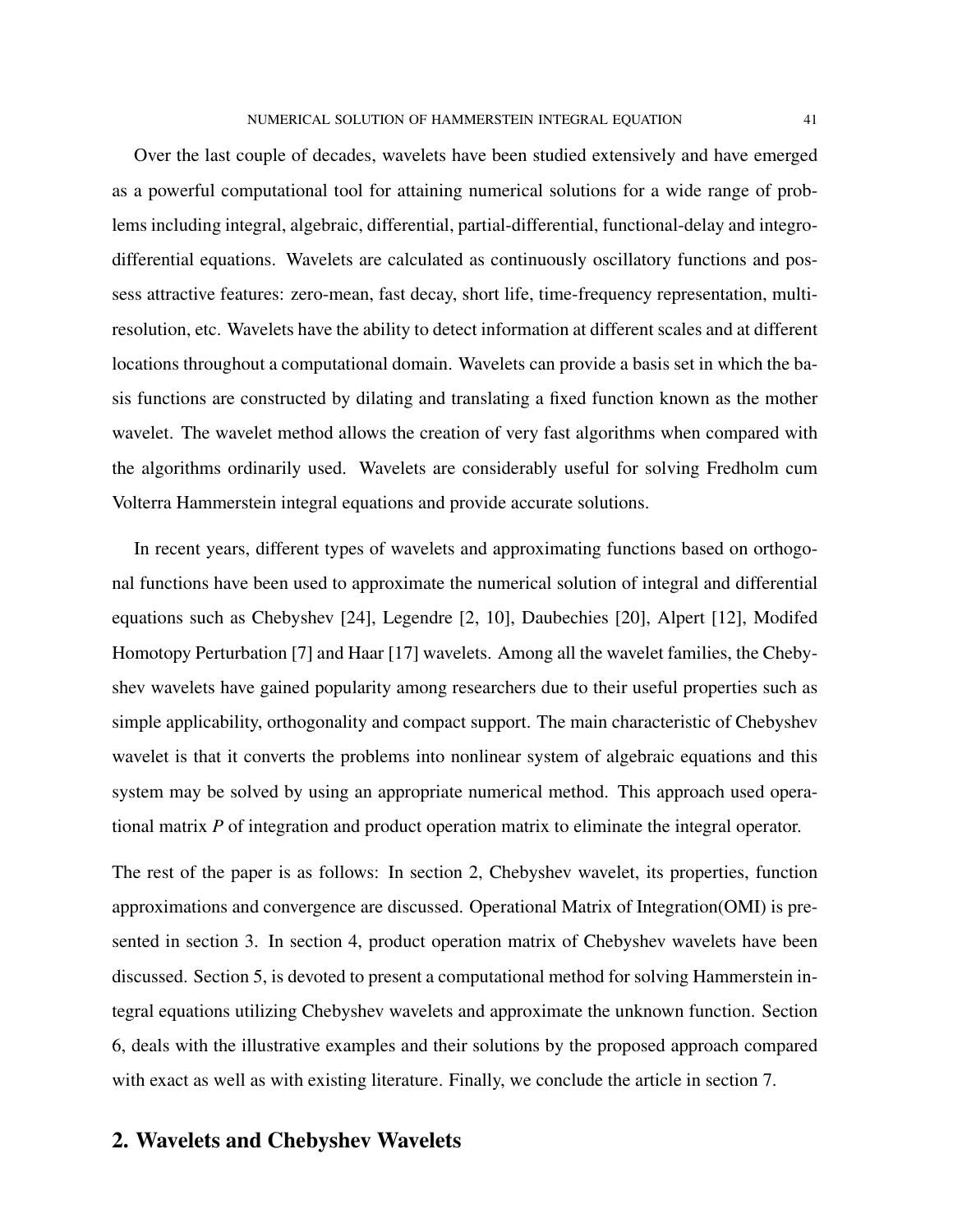Over the last couple of decades, wavelets have been studied extensively and have emerged as a powerful computational tool for attaining numerical solutions for a wide range of problems including integral, algebraic, differential, partial-differential, functional-delay and integro-differential equations. Wavelets are calculated as continuously oscillatory functions and possess attractive features: zero-mean, fast decay, short life, time-frequency representation, multi-resolution, etc. Wavelets have the ability to detect information at different scales and at different locations throughout a computational domain. Wavelets can provide a basis set in which the basis functions are constructed by dilating and translating a fixed function known as the mother wavelet. The wavelet method allows the creation of very fast algorithms when compared with the algorithms ordinarily used. Wavelets are considerably useful for solving Fredholm cum Volterra Hammerstein integral equations and provide accurate solutions.

In recent years, different types of wavelets and approximating functions based on orthogonal functions have been used to approximate the numerical solution of integral and differential equations such as Chebyshev [24], Legendre [2, 10], Daubechies [20], Alpert [12], Modifed Homotopy Perturbation [7] and Haar [17] wavelets. Among all the wavelet families, the Chebyshev wavelets have gained popularity among researchers due to their useful properties such as simple applicability, orthogonality and compact support. The main characteristic of Chebyshev wavelet is that it converts the problems into nonlinear system of algebraic equations and this system may be solved by using an appropriate numerical method. This approach used operational matrix $P$ of integration and product operation matrix to eliminate the integral operator.

The rest of the paper is as follows: In section 2, Chebyshev wavelet, its properties, function approximations and convergence are discussed. Operational Matrix of Integration(OMI) is presented in section 3. In section 4, product operation matrix of Chebyshev wavelets have been discussed. Section 5, is devoted to present a computational method for solving Hammerstein integral equations utilizing Chebyshev wavelets and approximate the unknown function. Section 6, deals with the illustrative examples and their solutions by the proposed approach compared with exact as well as with existing literature. Finally, we conclude the article in section 7.

## 2. Wavelets and Chebyshev Wavelets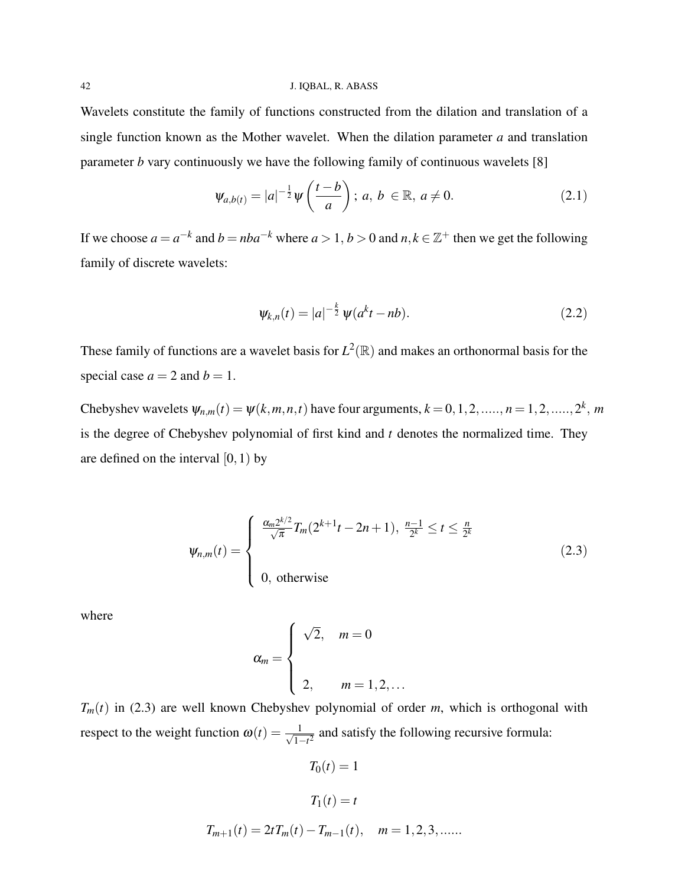Wavelets constitute the family of functions constructed from the dilation and translation of a single function known as the Mother wavelet. When the dilation parameter $a$ and translation parameter $b$ vary continuously we have the following family of continuous wavelets [8]

$$\psi_{a,b(t)} = |a|^{-\frac{1}{2}} \psi\left(\frac{t-b}{a}\right);\ a,\ b\ \in \mathbb{R},\ a \neq 0. \tag{2.1}$$

If we choose $a = a^{-k}$ and $b = nba^{-k}$ where $a > 1, b > 0$ and $n, k \in \mathbb{Z}^+$ then we get the following family of discrete wavelets:

$$\psi_{k,n}(t) = |a|^{-\frac{k}{2}}\ \psi(a^k t - nb). \tag{2.2}$$

These family of functions are a wavelet basis for $L^2(\mathbb{R})$ and makes an orthonormal basis for the special case $a = 2$ and $b = 1$.

Chebyshev wavelets $\psi_{n,m}(t) = \psi(k,m,n,t)$ have four arguments, $k = 0,1,2,.....,n = 1,2,.....,2^k$, $m$ is the degree of Chebyshev polynomial of first kind and $t$ denotes the normalized time. They are defined on the interval $[0,1)$ by

$$\psi_{n,m}(t) = \begin{cases} \frac{\alpha_m 2^{k/2}}{\sqrt{\pi}} T_m(2^{k+1}t - 2n + 1),\ \frac{n-1}{2^k} \leq t \leq \frac{n}{2^k} \\ \\ 0,\ \text{otherwise} \end{cases} \tag{2.3}$$

where

$$\alpha_m = \begin{cases} \sqrt{2}, & m = 0 \\ \\ 2, & m = 1,2,\ldots \end{cases}$$

$T_m(t)$ in (2.3) are well known Chebyshev polynomial of order $m$, which is orthogonal with respect to the weight function $\omega(t) = \frac{1}{\sqrt{1-t^2}}$ and satisfy the following recursive formula:

$$T_0(t) = 1$$

$$T_1(t) = t$$

$$T_{m+1}(t) = 2tT_m(t) - T_{m-1}(t), \quad m = 1,2,3,......$$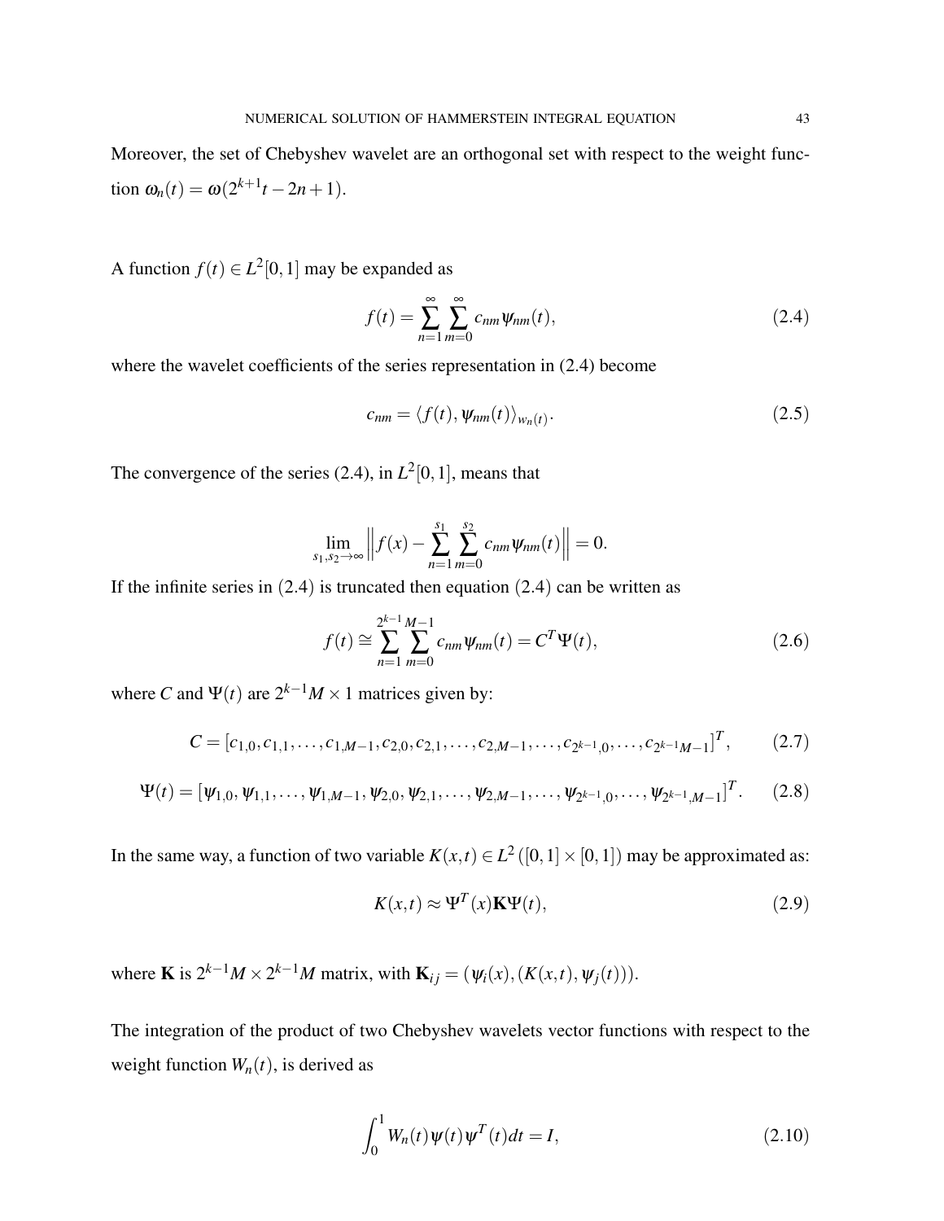Moreover, the set of Chebyshev wavelet are an orthogonal set with respect to the weight function $\omega_n(t) = \omega(2^{k+1}t - 2n + 1)$.

A function $f(t) \in L^2[0,1]$ may be expanded as

$$f(t) = \sum_{n=1}^{\infty} \sum_{m=0}^{\infty} c_{nm} \psi_{nm}(t), \tag{2.4}$$

where the wavelet coefficients of the series representation in (2.4) become

$$c_{nm} = \langle f(t), \psi_{nm}(t) \rangle_{w_n(t)}. \tag{2.5}$$

The convergence of the series (2.4), in $L^2[0,1]$, means that

$$\lim_{s_1, s_2 \to \infty} \left\| f(x) - \sum_{n=1}^{s_1} \sum_{m=0}^{s_2} c_{nm} \psi_{nm}(t) \right\| = 0.$$

If the infinite series in (2.4) is truncated then equation (2.4) can be written as

$$f(t) \cong \sum_{n=1}^{2^{k-1}} \sum_{m=0}^{M-1} c_{nm} \psi_{nm}(t) = C^T \Psi(t), \tag{2.6}$$

where $C$ and $\Psi(t)$ are $2^{k-1}M \times 1$ matrices given by:

$$C = [c_{1,0}, c_{1,1}, \ldots, c_{1,M-1}, c_{2,0}, c_{2,1}, \ldots, c_{2,M-1}, \ldots, c_{2^{k-1},0}, \ldots, c_{2^{k-1}M-1}]^T, \tag{2.7}$$

$$\Psi(t) = [\psi_{1,0}, \psi_{1,1}, \ldots, \psi_{1,M-1}, \psi_{2,0}, \psi_{2,1}, \ldots, \psi_{2,M-1}, \ldots, \psi_{2^{k-1},0}, \ldots, \psi_{2^{k-1},M-1}]^T. \tag{2.8}$$

In the same way, a function of two variable $K(x,t) \in L^2([0,1] \times [0,1])$ may be approximated as:

$$K(x,t) \approx \Psi^T(x) \mathbf{K} \Psi(t), \tag{2.9}$$

where $\mathbf{K}$ is $2^{k-1}M \times 2^{k-1}M$ matrix, with $\mathbf{K}_{ij} = (\psi_i(x), (K(x,t), \psi_j(t)))$.

The integration of the product of two Chebyshev wavelets vector functions with respect to the weight function $W_n(t)$, is derived as

$$\int_0^1 W_n(t) \psi(t) \psi^T(t) dt = I, \tag{2.10}$$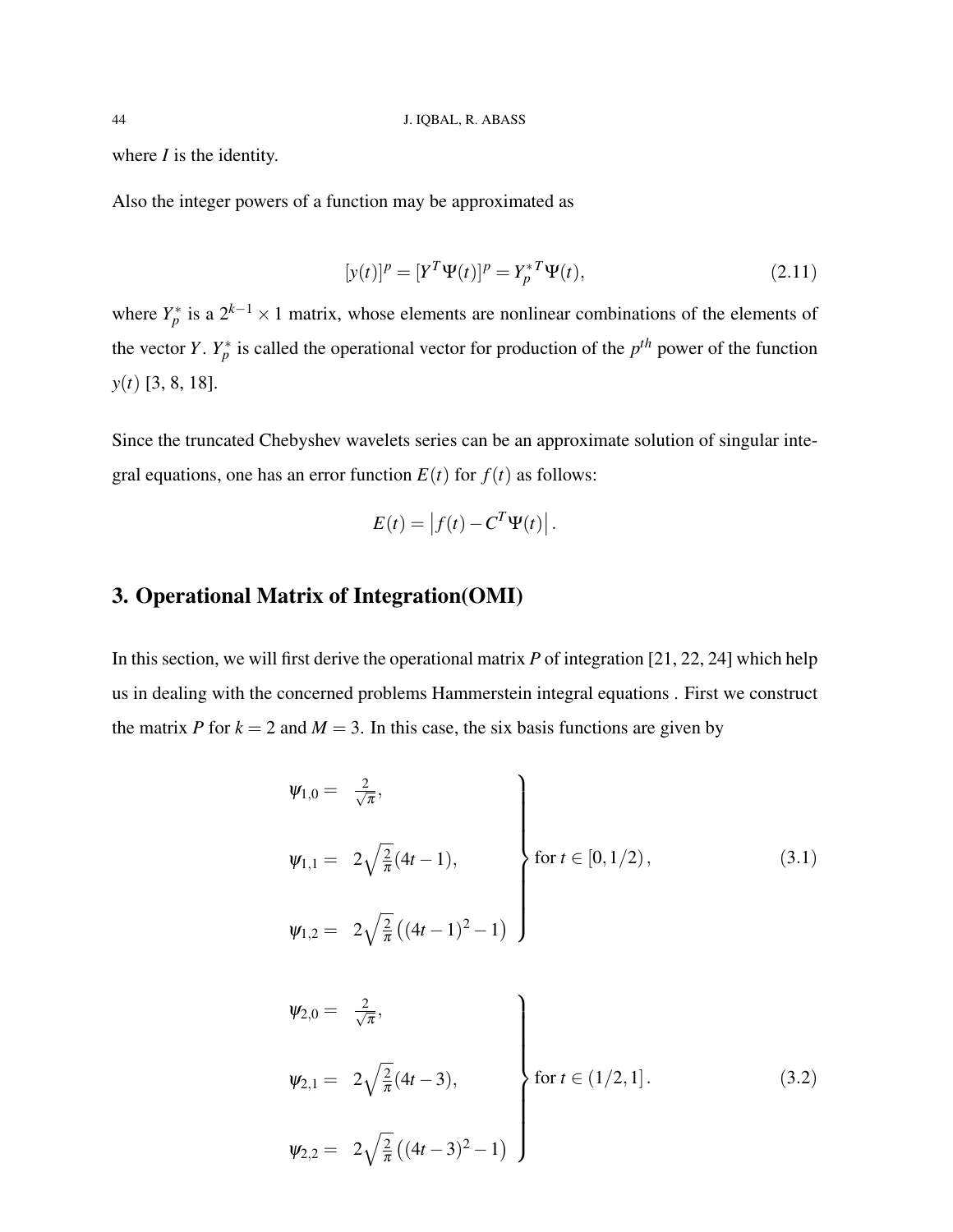where $I$ is the identity.

Also the integer powers of a function may be approximated as

$$[y(t)]^p = [Y^T \Psi(t)]^p = Y_p^{*T} \Psi(t), \tag{2.11}$$

where $Y_p^*$ is a $2^{k-1} \times 1$ matrix, whose elements are nonlinear combinations of the elements of the vector $Y$. $Y_p^*$ is called the operational vector for production of the $p^{th}$ power of the function $y(t)$ [3, 8, 18].

Since the truncated Chebyshev wavelets series can be an approximate solution of singular integral equations, one has an error function $E(t)$ for $f(t)$ as follows:

$$E(t) = \left| f(t) - C^T \Psi(t) \right|.$$

## 3. Operational Matrix of Integration(OMI)

In this section, we will first derive the operational matrix $P$ of integration [21, 22, 24] which help us in dealing with the concerned problems Hammerstein integral equations . First we construct the matrix $P$ for $k = 2$ and $M = 3$. In this case, the six basis functions are given by

$$\left.\begin{aligned} \psi_{1,0} &= \tfrac{2}{\sqrt{\pi}}, \\ \psi_{1,1} &= 2\sqrt{\tfrac{2}{\pi}}(4t-1), \\ \psi_{1,2} &= 2\sqrt{\tfrac{2}{\pi}}\left((4t-1)^2-1\right) \end{aligned}\right\} \text{for } t \in [0, 1/2), \tag{3.1}$$

$$\left.\begin{aligned} \psi_{2,0} &= \tfrac{2}{\sqrt{\pi}}, \\ \psi_{2,1} &= 2\sqrt{\tfrac{2}{\pi}}(4t-3), \\ \psi_{2,2} &= 2\sqrt{\tfrac{2}{\pi}}\left((4t-3)^2-1\right) \end{aligned}\right\} \text{for } t \in (1/2, 1]. \tag{3.2}$$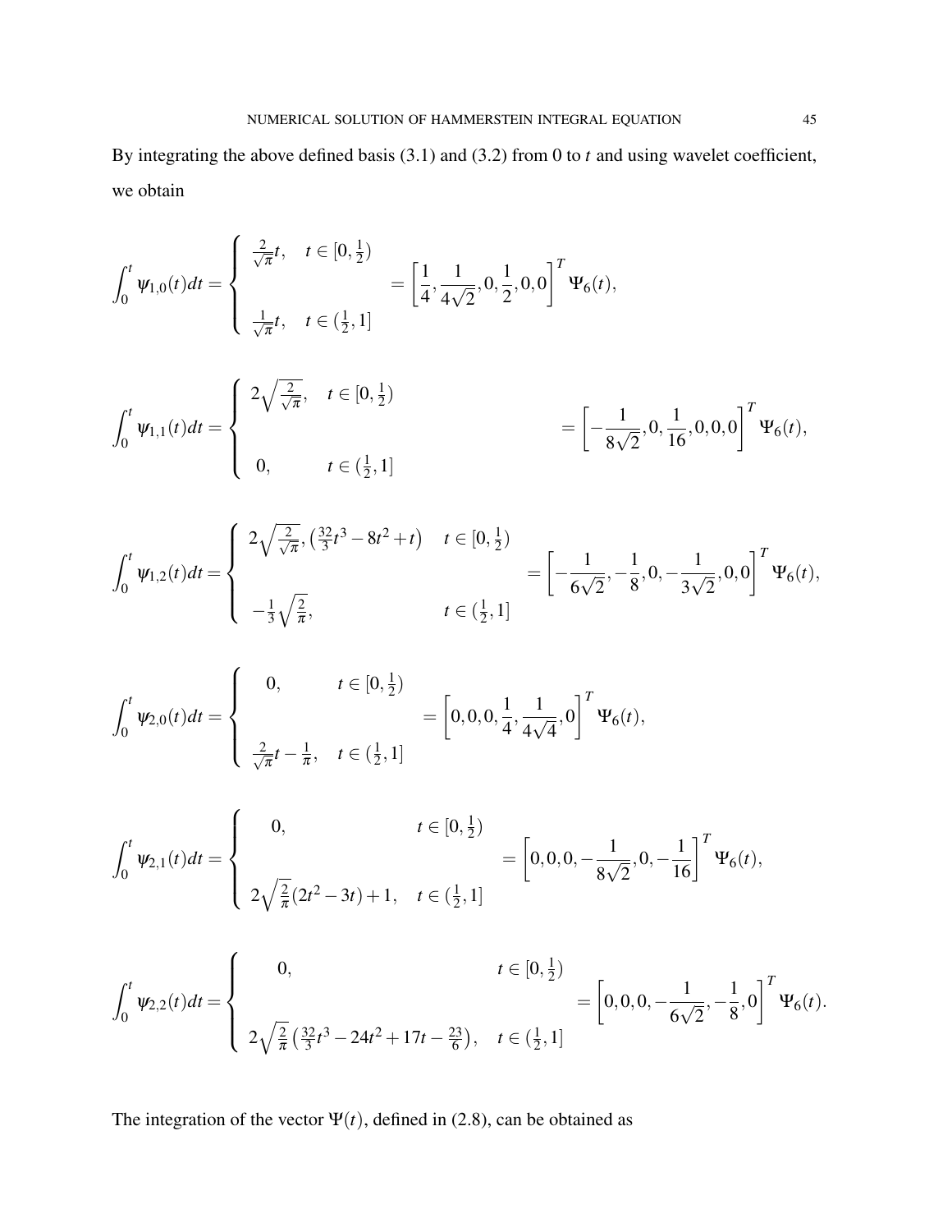By integrating the above defined basis (3.1) and (3.2) from 0 to $t$ and using wavelet coefficient, we obtain

$$\int_0^t \psi_{1,0}(t)dt = \begin{cases} \frac{2}{\sqrt{\pi}}t, & t \in [0, \frac{1}{2}) \\ \\ \frac{1}{\sqrt{\pi}}t, & t \in (\frac{1}{2}, 1] \end{cases} = \left[\frac{1}{4}, \frac{1}{4\sqrt{2}}, 0, \frac{1}{2}, 0, 0\right]^T \Psi_6(t),$$

$$\int_0^t \psi_{1,1}(t)dt = \begin{cases} 2\sqrt{\frac{2}{\sqrt{\pi}}}, & t \in [0, \frac{1}{2}) \\ \\ 0, & t \in (\frac{1}{2}, 1] \end{cases} = \left[-\frac{1}{8\sqrt{2}}, 0, \frac{1}{16}, 0, 0, 0\right]^T \Psi_6(t),$$

$$\int_0^t \psi_{1,2}(t)dt = \begin{cases} 2\sqrt{\frac{2}{\sqrt{\pi}}}, \left(\frac{32}{3}t^3 - 8t^2 + t\right) & t \in [0, \frac{1}{2}) \\ \\ -\frac{1}{3}\sqrt{\frac{2}{\pi}}, & t \in (\frac{1}{2}, 1] \end{cases} = \left[-\frac{1}{6\sqrt{2}}, -\frac{1}{8}, 0, -\frac{1}{3\sqrt{2}}, 0, 0\right]^T \Psi_6(t),$$

$$\int_0^t \psi_{2,0}(t)dt = \begin{cases} 0, & t \in [0, \frac{1}{2}) \\ \\ \frac{2}{\sqrt{\pi}}t - \frac{1}{\pi}, & t \in (\frac{1}{2}, 1] \end{cases} = \left[0, 0, 0, \frac{1}{4}, \frac{1}{4\sqrt{4}}, 0\right]^T \Psi_6(t),$$

$$\int_0^t \psi_{2,1}(t)dt = \begin{cases} 0, & t \in [0, \frac{1}{2}) \\ \\ 2\sqrt{\frac{2}{\pi}}(2t^2 - 3t) + 1, & t \in (\frac{1}{2}, 1] \end{cases} = \left[0, 0, 0, -\frac{1}{8\sqrt{2}}, 0, -\frac{1}{16}\right]^T \Psi_6(t),$$

$$\int_0^t \psi_{2,2}(t)dt = \begin{cases} 0, & t \in [0, \frac{1}{2}) \\ \\ 2\sqrt{\frac{2}{\pi}}\left(\frac{32}{3}t^3 - 24t^2 + 17t - \frac{23}{6}\right), & t \in (\frac{1}{2}, 1] \end{cases} = \left[0, 0, 0, -\frac{1}{6\sqrt{2}}, -\frac{1}{8}, 0\right]^T \Psi_6(t).$$

The integration of the vector $\Psi(t)$, defined in (2.8), can be obtained as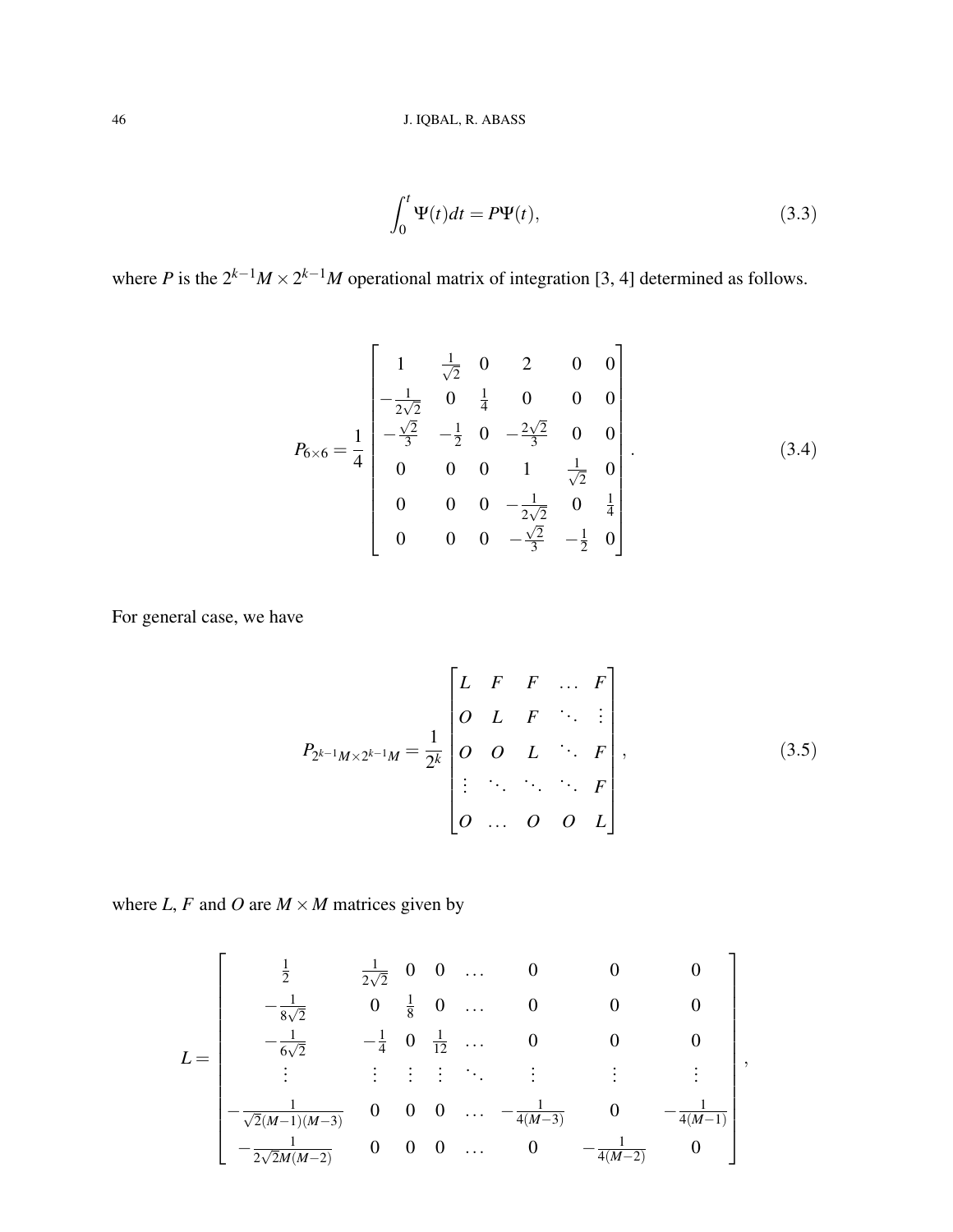$$\int_0^t \Psi(t)dt = P\Psi(t), \tag{3.3}$$

where $P$ is the $2^{k-1}M \times 2^{k-1}M$ operational matrix of integration [3, 4] determined as follows.

$$P_{6\times 6} = \frac{1}{4}\begin{bmatrix} 1 & \frac{1}{\sqrt{2}} & 0 & 2 & 0 & 0 \\ -\frac{1}{2\sqrt{2}} & 0 & \frac{1}{4} & 0 & 0 & 0 \\ -\frac{\sqrt{2}}{3} & -\frac{1}{2} & 0 & -\frac{2\sqrt{2}}{3} & 0 & 0 \\ 0 & 0 & 0 & 1 & \frac{1}{\sqrt{2}} & 0 \\ 0 & 0 & 0 & -\frac{1}{2\sqrt{2}} & 0 & \frac{1}{4} \\ 0 & 0 & 0 & -\frac{\sqrt{2}}{3} & -\frac{1}{2} & 0 \end{bmatrix}. \tag{3.4}$$

For general case, we have

$$P_{2^{k-1}M\times 2^{k-1}M} = \frac{1}{2^k}\begin{bmatrix} L & F & F & \dots & F \\ O & L & F & \ddots & \vdots \\ O & O & L & \ddots & F \\ \vdots & \ddots & \ddots & \ddots & F \\ O & \dots & O & O & L \end{bmatrix}, \tag{3.5}$$

where $L$, $F$ and $O$ are $M \times M$ matrices given by

$$L = \begin{bmatrix} \frac{1}{2} & \frac{1}{2\sqrt{2}} & 0 & 0 & \dots & 0 & 0 & 0 \\ -\frac{1}{8\sqrt{2}} & 0 & \frac{1}{8} & 0 & \dots & 0 & 0 & 0 \\ -\frac{1}{6\sqrt{2}} & -\frac{1}{4} & 0 & \frac{1}{12} & \dots & 0 & 0 & 0 \\ \vdots & \vdots & \vdots & \vdots & \ddots & \vdots & \vdots & \vdots \\ -\frac{1}{\sqrt{2}(M-1)(M-3)} & 0 & 0 & 0 & \dots & -\frac{1}{4(M-3)} & 0 & -\frac{1}{4(M-1)} \\ -\frac{1}{2\sqrt{2}M(M-2)} & 0 & 0 & 0 & \dots & 0 & -\frac{1}{4(M-2)} & 0 \end{bmatrix},$$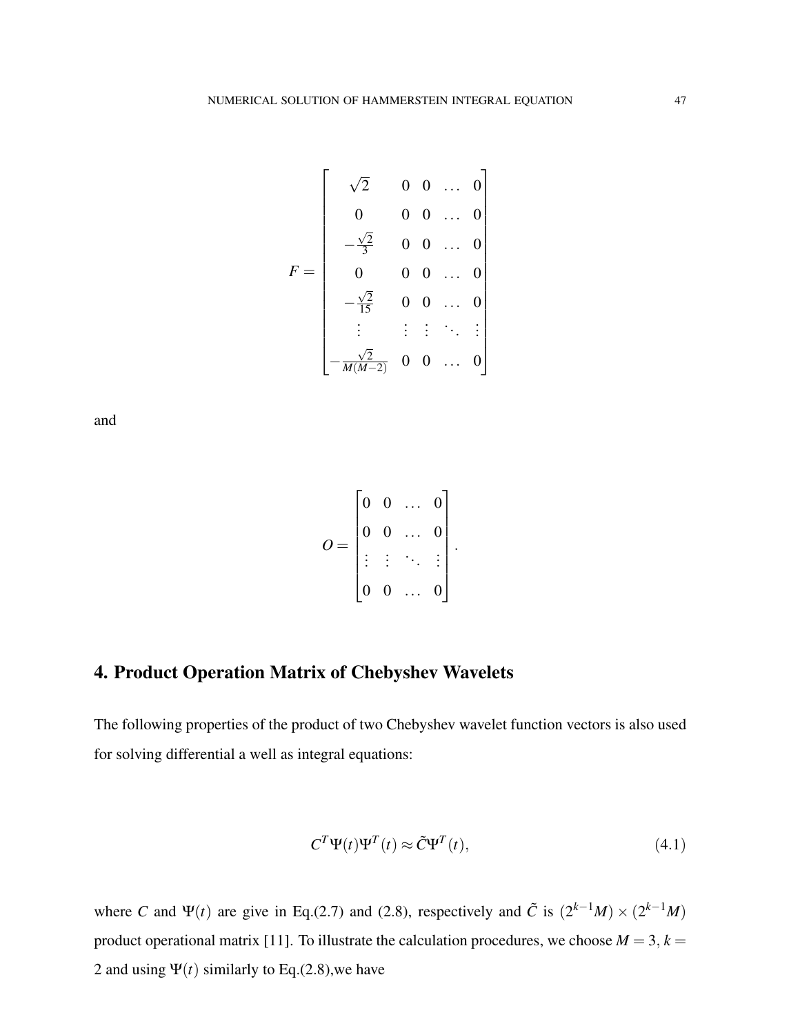$$
F = \begin{bmatrix} \sqrt{2} & 0 & 0 & \dots & 0 \\ 0 & 0 & 0 & \dots & 0 \\ -\frac{\sqrt{2}}{3} & 0 & 0 & \dots & 0 \\ 0 & 0 & 0 & \dots & 0 \\ -\frac{\sqrt{2}}{15} & 0 & 0 & \dots & 0 \\ \vdots & \vdots & \vdots & \ddots & \vdots \\ -\frac{\sqrt{2}}{M(M-2)} & 0 & 0 & \dots & 0 \end{bmatrix}
$$

and

$$
O = \begin{bmatrix} 0 & 0 & \dots & 0 \\ 0 & 0 & \dots & 0 \\ \vdots & \vdots & \ddots & \vdots \\ 0 & 0 & \dots & 0 \end{bmatrix}.
$$

## 4. Product Operation Matrix of Chebyshev Wavelets

The following properties of the product of two Chebyshev wavelet function vectors is also used for solving differential a well as integral equations:

$$
C^T \Psi(t) \Psi^T(t) \approx \tilde{C} \Psi^T(t), \tag{4.1}
$$

where $C$ and $\Psi(t)$ are give in Eq.(2.7) and (2.8), respectively and $\tilde{C}$ is $(2^{k-1}M) \times (2^{k-1}M)$ product operational matrix [11]. To illustrate the calculation procedures, we choose $M = 3$, $k = 2$ and using $\Psi(t)$ similarly to Eq.(2.8),we have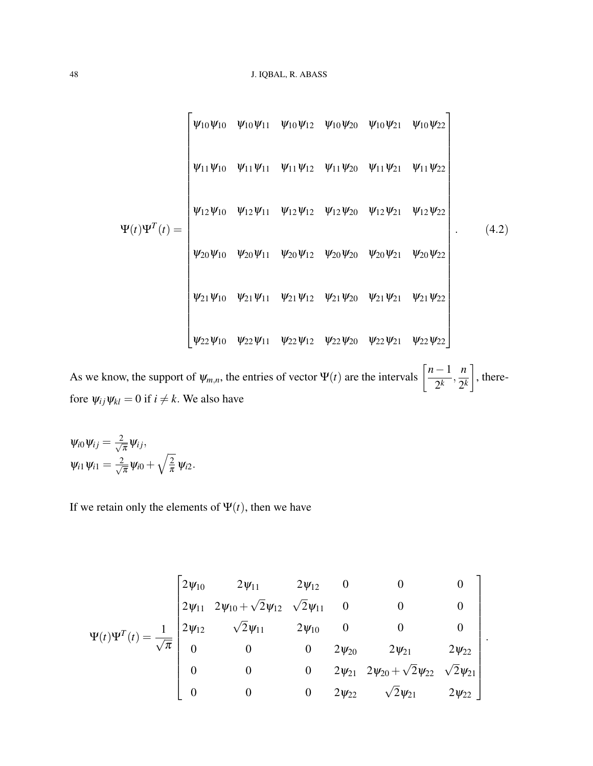$$
\Psi(t)\Psi^T(t) = \begin{bmatrix}
\psi_{10}\psi_{10} & \psi_{10}\psi_{11} & \psi_{10}\psi_{12} & \psi_{10}\psi_{20} & \psi_{10}\psi_{21} & \psi_{10}\psi_{22} \\
\psi_{11}\psi_{10} & \psi_{11}\psi_{11} & \psi_{11}\psi_{12} & \psi_{11}\psi_{20} & \psi_{11}\psi_{21} & \psi_{11}\psi_{22} \\
\psi_{12}\psi_{10} & \psi_{12}\psi_{11} & \psi_{12}\psi_{12} & \psi_{12}\psi_{20} & \psi_{12}\psi_{21} & \psi_{12}\psi_{22} \\
\psi_{20}\psi_{10} & \psi_{20}\psi_{11} & \psi_{20}\psi_{12} & \psi_{20}\psi_{20} & \psi_{20}\psi_{21} & \psi_{20}\psi_{22} \\
\psi_{21}\psi_{10} & \psi_{21}\psi_{11} & \psi_{21}\psi_{12} & \psi_{21}\psi_{20} & \psi_{21}\psi_{21} & \psi_{21}\psi_{22} \\
\psi_{22}\psi_{10} & \psi_{22}\psi_{11} & \psi_{22}\psi_{12} & \psi_{22}\psi_{20} & \psi_{22}\psi_{21} & \psi_{22}\psi_{22}
\end{bmatrix}. \qquad (4.2)
$$

As we know, the support of $\psi_{m,n}$, the entries of vector $\Psi(t)$ are the intervals $\left[\frac{n-1}{2^k}, \frac{n}{2^k}\right]$, therefore $\psi_{ij}\psi_{kl} = 0$ if $i \neq k$. We also have

$$
\psi_{i0}\psi_{ij} = \tfrac{2}{\sqrt{\pi}}\psi_{ij},
$$
$$
\psi_{i1}\psi_{i1} = \tfrac{2}{\sqrt{\pi}}\psi_{i0} + \sqrt{\tfrac{2}{\pi}}\,\psi_{i2}.
$$

If we retain only the elements of $\Psi(t)$, then we have

$$
\Psi(t)\Psi^T(t) = \frac{1}{\sqrt{\pi}} \begin{bmatrix}
2\psi_{10} & 2\psi_{11} & 2\psi_{12} & 0 & 0 & 0 \\
2\psi_{11} & 2\psi_{10} + \sqrt{2}\psi_{12} & \sqrt{2}\psi_{11} & 0 & 0 & 0 \\
2\psi_{12} & \sqrt{2}\psi_{11} & 2\psi_{10} & 0 & 0 & 0 \\
0 & 0 & 0 & 2\psi_{20} & 2\psi_{21} & 2\psi_{22} \\
0 & 0 & 0 & 2\psi_{21} & 2\psi_{20} + \sqrt{2}\psi_{22} & \sqrt{2}\psi_{21} \\
0 & 0 & 0 & 2\psi_{22} & \sqrt{2}\psi_{21} & 2\psi_{22}
\end{bmatrix}.
$$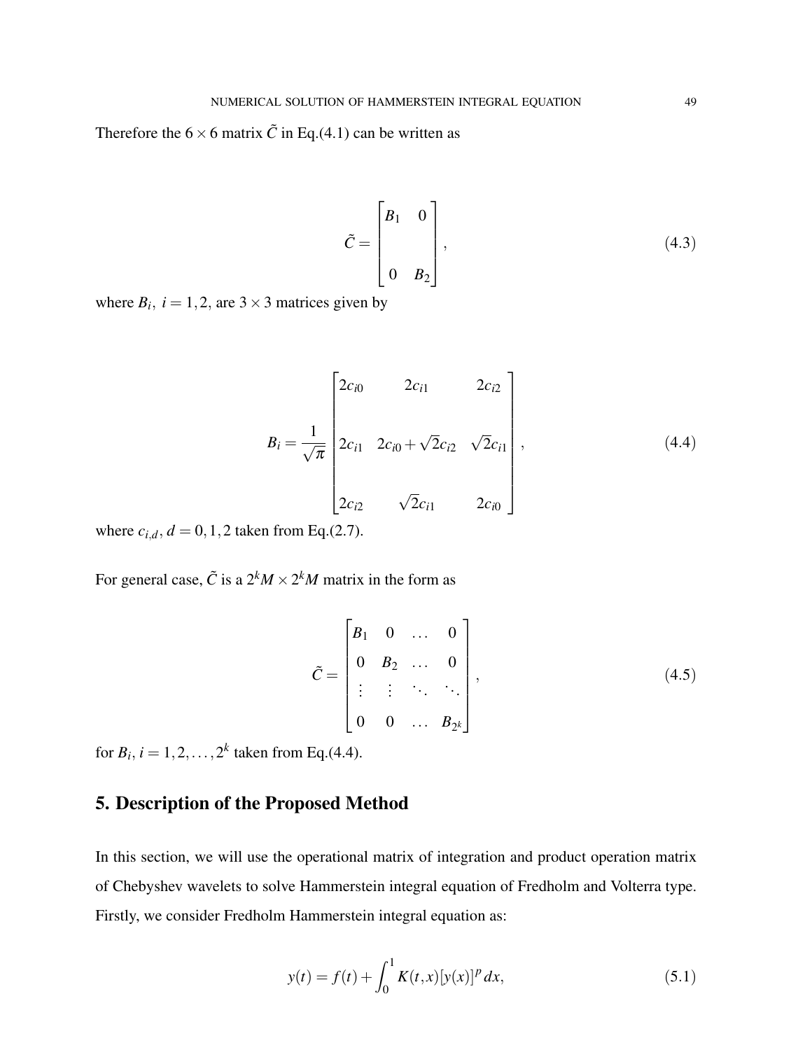Therefore the $6\times 6$ matrix $\tilde{C}$ in Eq.(4.1) can be written as

$$\tilde{C} = \begin{bmatrix} B_1 & 0 \\ \\ 0 & B_2 \end{bmatrix}, \tag{4.3}$$

where $B_i,\ i=1,2,$ are $3\times 3$ matrices given by

$$B_i = \frac{1}{\sqrt{\pi}} \begin{bmatrix} 2c_{i0} & 2c_{i1} & 2c_{i2} \\ \\ 2c_{i1} & 2c_{i0}+\sqrt{2}c_{i2} & \sqrt{2}c_{i1} \\ \\ 2c_{i2} & \sqrt{2}c_{i1} & 2c_{i0} \end{bmatrix}, \tag{4.4}$$

where $c_{i,d}$, $d = 0,1,2$ taken from Eq.(2.7).

For general case, $\tilde{C}$ is a $2^kM\times 2^kM$ matrix in the form as

$$\tilde{C} = \begin{bmatrix} B_1 & 0 & \dots & 0 \\ 0 & B_2 & \dots & 0 \\ \vdots & \vdots & \ddots & \ddots \\ 0 & 0 & \dots & B_{2^k} \end{bmatrix}, \tag{4.5}$$

for $B_i$, $i=1,2,\dots,2^k$ taken from Eq.(4.4).

## 5. Description of the Proposed Method

In this section, we will use the operational matrix of integration and product operation matrix of Chebyshev wavelets to solve Hammerstein integral equation of Fredholm and Volterra type. Firstly, we consider Fredholm Hammerstein integral equation as:

$$y(t) = f(t) + \int_0^1 K(t,x)[y(x)]^p\,dx, \tag{5.1}$$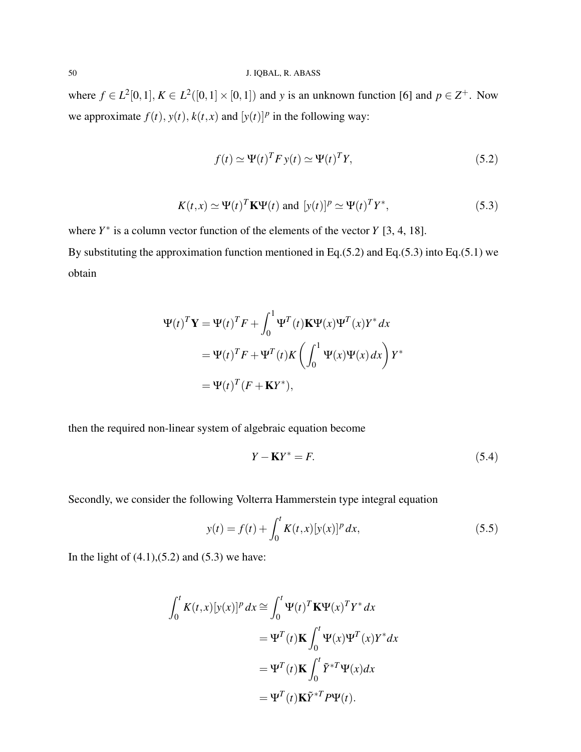where $f \in L^2[0,1]$, $K \in L^2([0,1] \times [0,1])$ and $y$ is an unknown function [6] and $p \in Z^+$. Now we approximate $f(t)$, $y(t)$, $k(t,x)$ and $[y(t)]^p$ in the following way:

$$f(t) \simeq \Psi(t)^T F \, y(t) \simeq \Psi(t)^T Y, \tag{5.2}$$

$$K(t,x) \simeq \Psi(t)^T \mathbf{K} \Psi(t) \text{ and } [y(t)]^p \simeq \Psi(t)^T Y^*, \tag{5.3}$$

where $Y^*$ is a column vector function of the elements of the vector $Y$ [3, 4, 18].
By substituting the approximation function mentioned in Eq.(5.2) and Eq.(5.3) into Eq.(5.1) we obtain

$$\begin{aligned}
\Psi(t)^T \mathbf{Y} &= \Psi(t)^T F + \int_0^1 \Psi^T(t) \mathbf{K} \Psi(x) \Psi^T(x) Y^* \, dx \\
&= \Psi(t)^T F + \Psi^T(t) K \left( \int_0^1 \Psi(x) \Psi(x) \, dx \right) Y^* \\
&= \Psi(t)^T (F + \mathbf{K} Y^*),
\end{aligned}$$

then the required non-linear system of algebraic equation become

$$Y - \mathbf{K} Y^* = F. \tag{5.4}$$

Secondly, we consider the following Volterra Hammerstein type integral equation

$$y(t) = f(t) + \int_0^t K(t,x) [y(x)]^p \, dx, \tag{5.5}$$

In the light of (4.1),(5.2) and (5.3) we have:

$$\begin{aligned}
\int_0^t K(t,x) [y(x)]^p \, dx &\cong \int_0^t \Psi(t)^T \mathbf{K} \Psi(x)^T Y^* \, dx \\
&= \Psi^T(t) \mathbf{K} \int_0^t \Psi(x) \Psi^T(x) Y^* dx \\
&= \Psi^T(t) \mathbf{K} \int_0^t \tilde{Y}^{*T} \Psi(x) dx \\
&= \Psi^T(t) \mathbf{K} \tilde{Y}^{*T} P \Psi(t).
\end{aligned}$$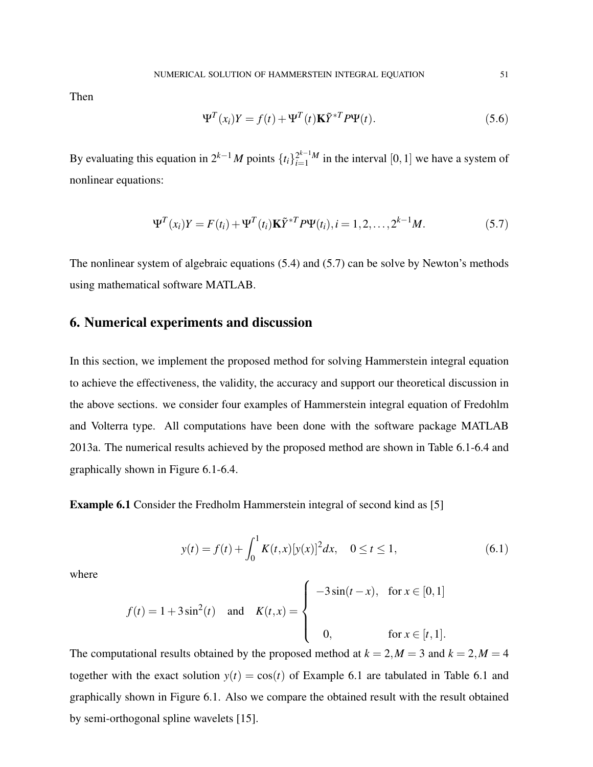Then

$$\Psi^T(x_i)Y = f(t) + \Psi^T(t)\mathbf{K}\tilde{Y}^{*T}P\Psi(t). \tag{5.6}$$

By evaluating this equation in $2^{k-1}M$ points $\{t_i\}_{i=1}^{2^{k-1}M}$ in the interval $[0,1]$ we have a system of nonlinear equations:

$$\Psi^T(x_i)Y = F(t_i) + \Psi^T(t_i)\mathbf{K}\tilde{Y}^{*T}P\Psi(t_i), i = 1,2,\ldots,2^{k-1}M. \tag{5.7}$$

The nonlinear system of algebraic equations (5.4) and (5.7) can be solve by Newton's methods using mathematical software MATLAB.

## 6. Numerical experiments and discussion

In this section, we implement the proposed method for solving Hammerstein integral equation to achieve the effectiveness, the validity, the accuracy and support our theoretical discussion in the above sections. we consider four examples of Hammerstein integral equation of Fredohlm and Volterra type. All computations have been done with the software package MATLAB 2013a. The numerical results achieved by the proposed method are shown in Table 6.1-6.4 and graphically shown in Figure 6.1-6.4.

**Example 6.1** Consider the Fredholm Hammerstein integral of second kind as [5]

$$y(t) = f(t) + \int_0^1 K(t,x)[y(x)]^2 dx, \quad 0 \le t \le 1, \tag{6.1}$$

where

$$f(t) = 1 + 3\sin^2(t) \quad \text{and} \quad K(t,x) = \begin{cases} -3\sin(t-x), & \text{for } x \in [0,1] \\ \\ 0, & \text{for } x \in [t,1]. \end{cases}$$

The computational results obtained by the proposed method at $k = 2, M = 3$ and $k = 2, M = 4$ together with the exact solution $y(t) = \cos(t)$ of Example 6.1 are tabulated in Table 6.1 and graphically shown in Figure 6.1. Also we compare the obtained result with the result obtained by semi-orthogonal spline wavelets [15].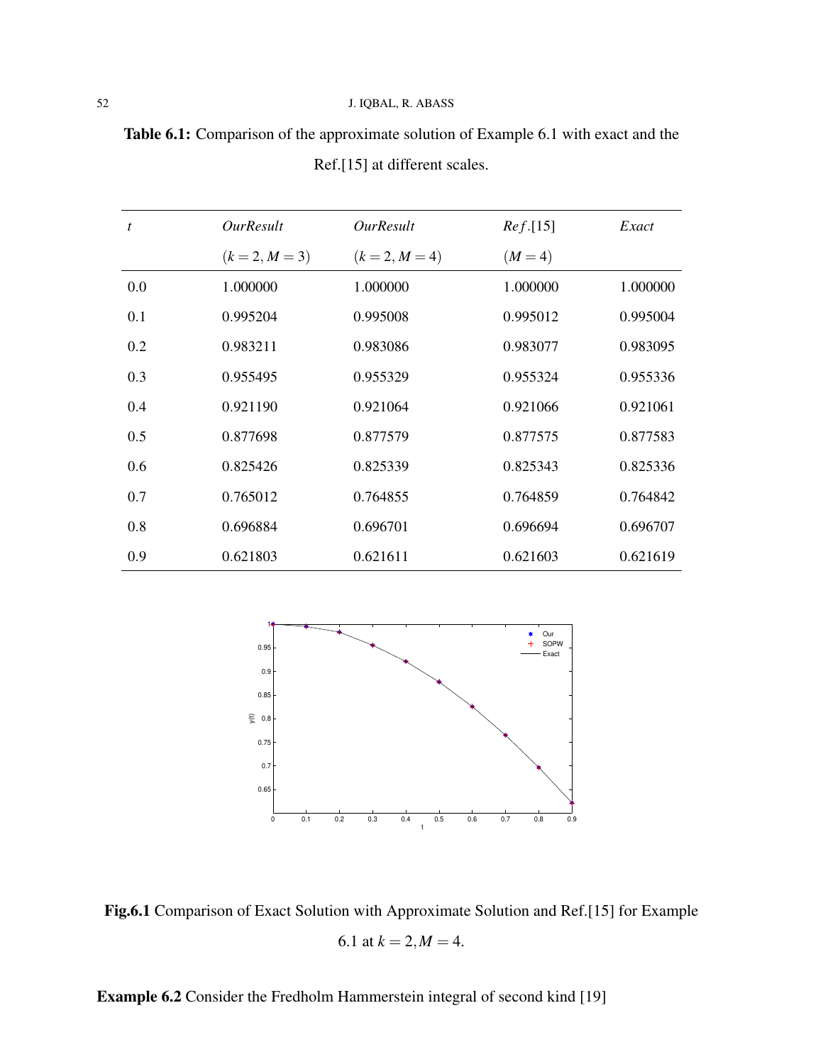**Table 6.1:** Comparison of the approximate solution of Example 6.1 with exact and the Ref.[15] at different scales.

| $t$ | *OurResult* $(k=2, M=3)$ | *OurResult* $(k=2, M=4)$ | *Ref*.[15] $(M=4)$ | *Exact* |
|---|---|---|---|---|
| 0.0 | 1.000000 | 1.000000 | 1.000000 | 1.000000 |
| 0.1 | 0.995204 | 0.995008 | 0.995012 | 0.995004 |
| 0.2 | 0.983211 | 0.983086 | 0.983077 | 0.983095 |
| 0.3 | 0.955495 | 0.955329 | 0.955324 | 0.955336 |
| 0.4 | 0.921190 | 0.921064 | 0.921066 | 0.921061 |
| 0.5 | 0.877698 | 0.877579 | 0.877575 | 0.877583 |
| 0.6 | 0.825426 | 0.825339 | 0.825343 | 0.825336 |
| 0.7 | 0.765012 | 0.764855 | 0.764859 | 0.764842 |
| 0.8 | 0.696884 | 0.696701 | 0.696694 | 0.696707 |
| 0.9 | 0.621803 | 0.621611 | 0.621603 | 0.621619 |

**Fig.6.1** Comparison of Exact Solution with Approximate Solution and Ref.[15] for Example 6.1 at $k = 2, M = 4$.

**Example 6.2** Consider the Fredholm Hammerstein integral of second kind [19]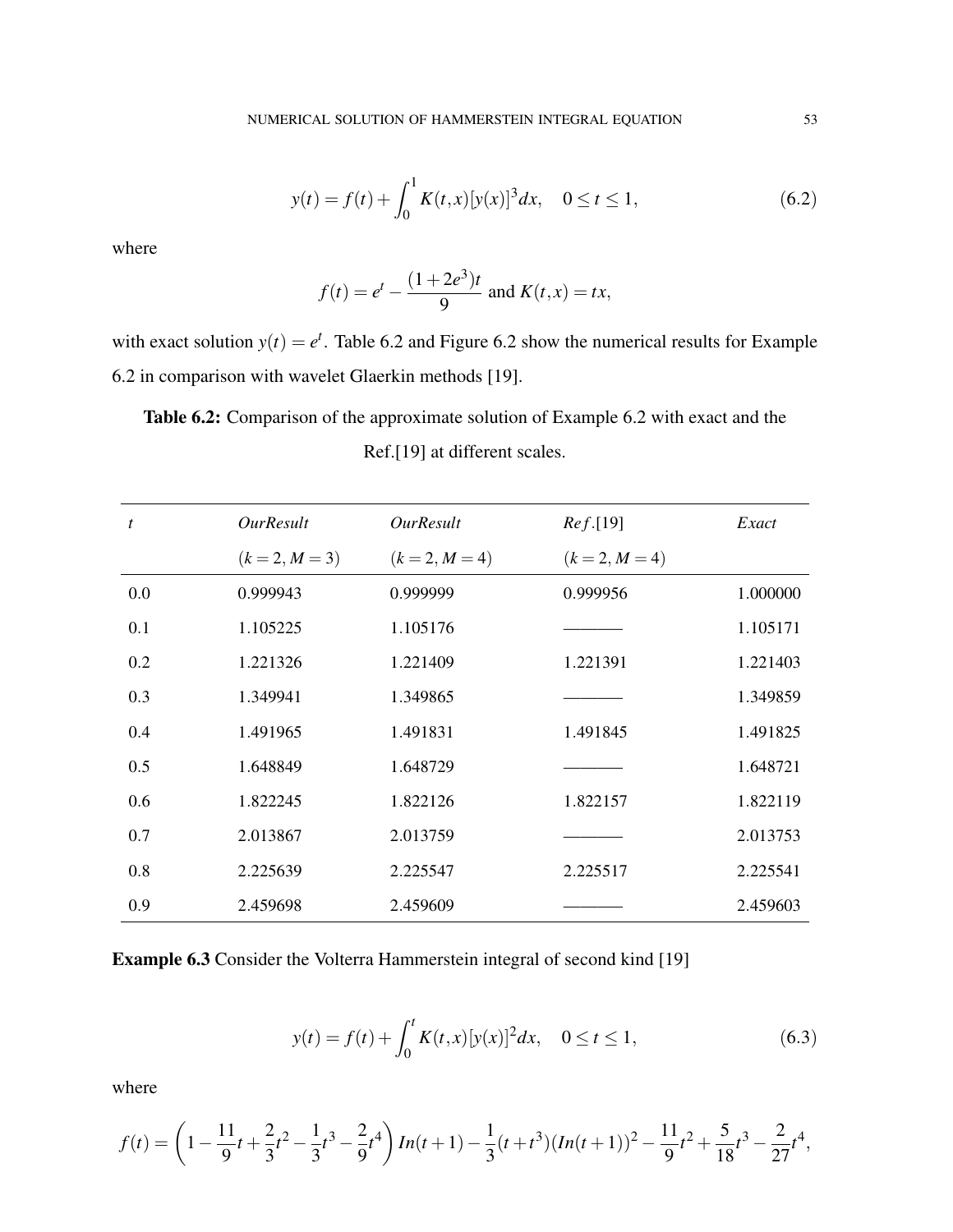$$y(t) = f(t) + \int_0^1 K(t,x)[y(x)]^3 dx, \quad 0 \le t \le 1, \tag{6.2}$$

where

$$f(t) = e^t - \frac{(1+2e^3)t}{9} \text{ and } K(t,x) = tx,$$

with exact solution $y(t) = e^t$. Table 6.2 and Figure 6.2 show the numerical results for Example 6.2 in comparison with wavelet Glaerkin methods [19].

**Table 6.2:** Comparison of the approximate solution of Example 6.2 with exact and the Ref.[19] at different scales.

| $t$ | *OurResult* | *OurResult* | *Ref*.[19] | *Exact* |
|---|---|---|---|---|
| | $(k=2, M=3)$ | $(k=2, M=4)$ | $(k=2, M=4)$ | |
| 0.0 | 0.999943 | 0.999999 | 0.999956 | 1.000000 |
| 0.1 | 1.105225 | 1.105176 | ——— | 1.105171 |
| 0.2 | 1.221326 | 1.221409 | 1.221391 | 1.221403 |
| 0.3 | 1.349941 | 1.349865 | ——— | 1.349859 |
| 0.4 | 1.491965 | 1.491831 | 1.491845 | 1.491825 |
| 0.5 | 1.648849 | 1.648729 | ——— | 1.648721 |
| 0.6 | 1.822245 | 1.822126 | 1.822157 | 1.822119 |
| 0.7 | 2.013867 | 2.013759 | ——— | 2.013753 |
| 0.8 | 2.225639 | 2.225547 | 2.225517 | 2.225541 |
| 0.9 | 2.459698 | 2.459609 | ——— | 2.459603 |

**Example 6.3** Consider the Volterra Hammerstein integral of second kind [19]

$$y(t) = f(t) + \int_0^t K(t,x)[y(x)]^2 dx, \quad 0 \le t \le 1, \tag{6.3}$$

where

$$f(t) = \left(1 - \frac{11}{9}t + \frac{2}{3}t^2 - \frac{1}{3}t^3 - \frac{2}{9}t^4\right) In(t+1) - \frac{1}{3}(t+t^3)(In(t+1))^2 - \frac{11}{9}t^2 + \frac{5}{18}t^3 - \frac{2}{27}t^4,$$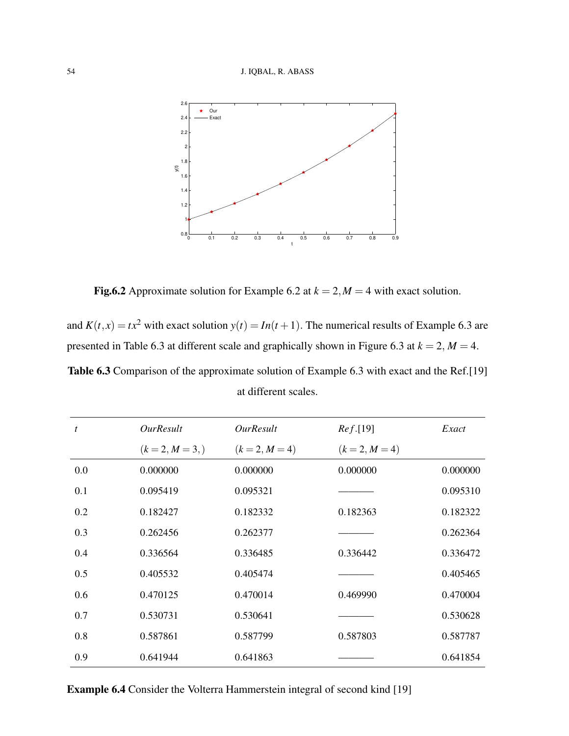**Fig.6.2** Approximate solution for Example 6.2 at $k = 2, M = 4$ with exact solution.

and $K(t,x) = tx^2$ with exact solution $y(t) = In(t+1)$. The numerical results of Example 6.3 are presented in Table 6.3 at different scale and graphically shown in Figure 6.3 at $k = 2$, $M = 4$.

**Table 6.3** Comparison of the approximate solution of Example 6.3 with exact and the Ref.[19] at different scales.

| $t$ | $OurResult$ $(k=2, M=3,)$ | $OurResult$ $(k=2, M=4)$ | $Ref.$[19] $(k=2, M=4)$ | $Exact$ |
|---|---|---|---|---|
| 0.0 | 0.000000 | 0.000000 | 0.000000 | 0.000000 |
| 0.1 | 0.095419 | 0.095321 | ——— | 0.095310 |
| 0.2 | 0.182427 | 0.182332 | 0.182363 | 0.182322 |
| 0.3 | 0.262456 | 0.262377 | ——— | 0.262364 |
| 0.4 | 0.336564 | 0.336485 | 0.336442 | 0.336472 |
| 0.5 | 0.405532 | 0.405474 | ——— | 0.405465 |
| 0.6 | 0.470125 | 0.470014 | 0.469990 | 0.470004 |
| 0.7 | 0.530731 | 0.530641 | ——— | 0.530628 |
| 0.8 | 0.587861 | 0.587799 | 0.587803 | 0.587787 |
| 0.9 | 0.641944 | 0.641863 | ——— | 0.641854 |

**Example 6.4** Consider the Volterra Hammerstein integral of second kind [19]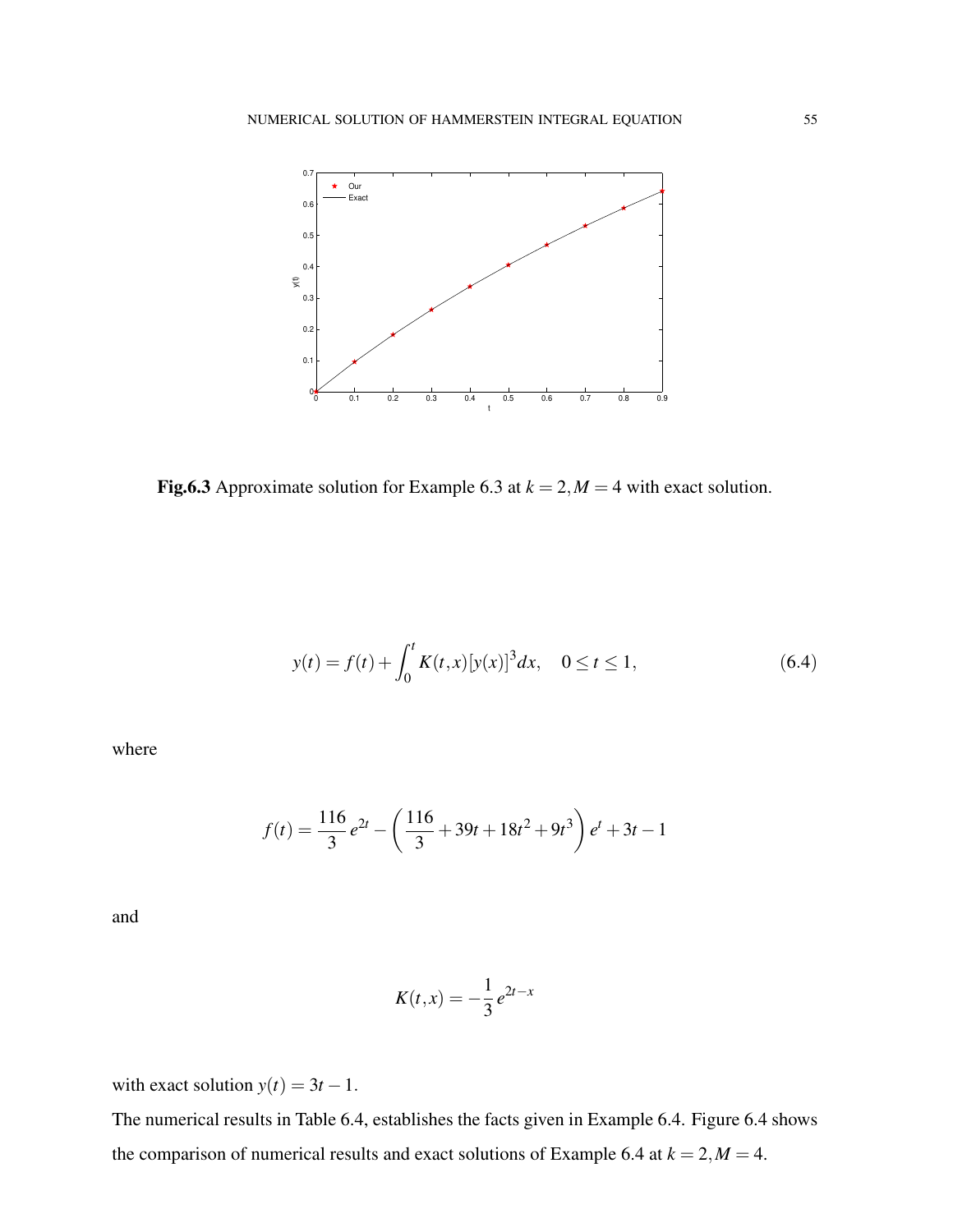Fig.6.3 Approximate solution for Example 6.3 at $k = 2, M = 4$ with exact solution.

$$y(t) = f(t) + \int_0^t K(t,x)[y(x)]^3 dx, \quad 0 \le t \le 1, \tag{6.4}$$

where

$$f(t) = \frac{116}{3} e^{2t} - \left( \frac{116}{3} + 39t + 18t^2 + 9t^3 \right) e^t + 3t - 1$$

and

$$K(t,x) = -\frac{1}{3} e^{2t-x}$$

with exact solution $y(t) = 3t - 1$.

The numerical results in Table 6.4, establishes the facts given in Example 6.4. Figure 6.4 shows the comparison of numerical results and exact solutions of Example 6.4 at $k = 2, M = 4$.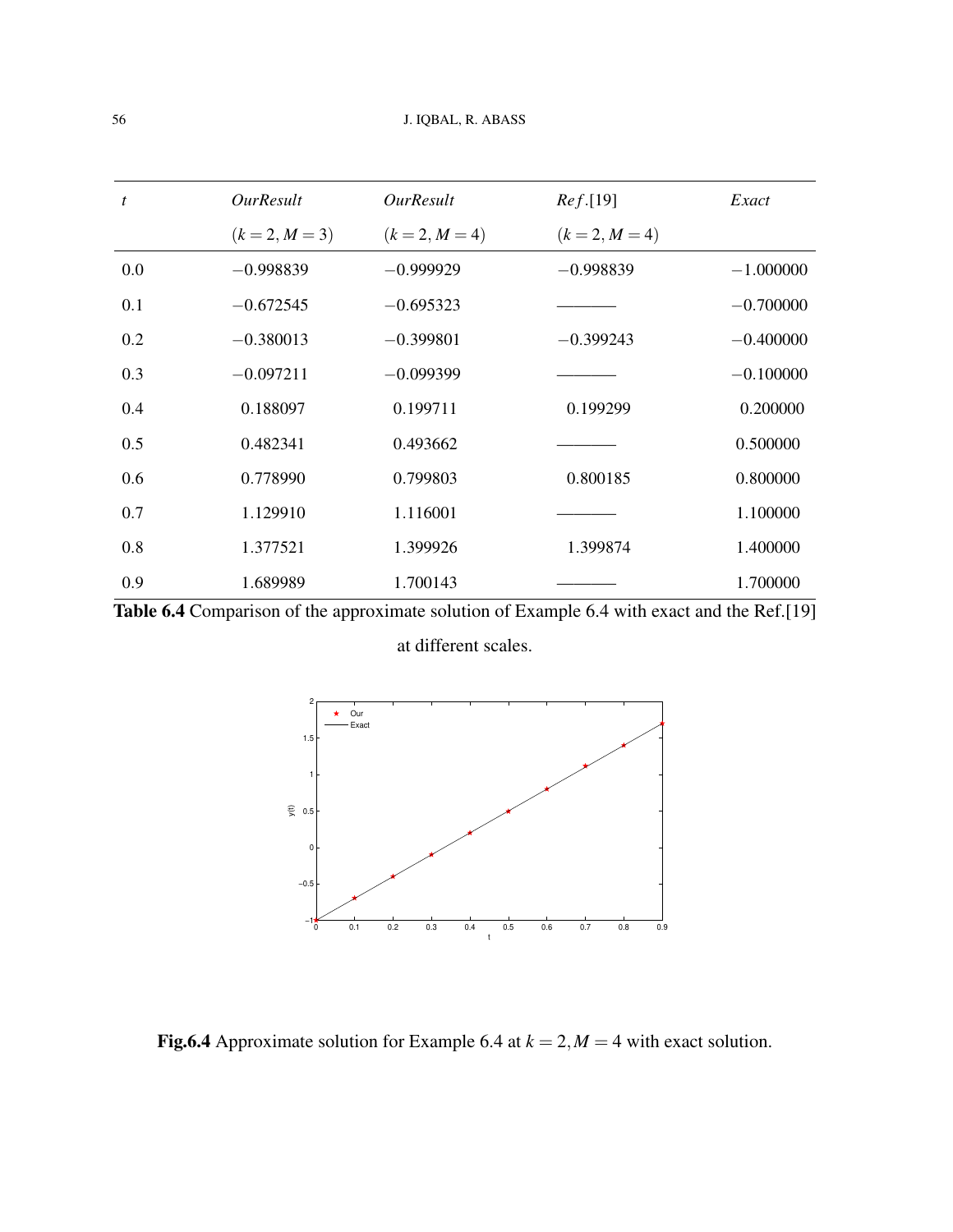| $t$ | *OurResult* ($k = 2, M = 3$) | *OurResult* ($k = 2, M = 4$) | *Ref*.[19] ($k = 2, M = 4$) | *Exact* |
|---|---|---|---|---|
| 0.0 | −0.998839 | −0.999929 | −0.998839 | −1.000000 |
| 0.1 | −0.672545 | −0.695323 | ——— | −0.700000 |
| 0.2 | −0.380013 | −0.399801 | −0.399243 | −0.400000 |
| 0.3 | −0.097211 | −0.099399 | ——— | −0.100000 |
| 0.4 | 0.188097 | 0.199711 | 0.199299 | 0.200000 |
| 0.5 | 0.482341 | 0.493662 | ——— | 0.500000 |
| 0.6 | 0.778990 | 0.799803 | 0.800185 | 0.800000 |
| 0.7 | 1.129910 | 1.116001 | ——— | 1.100000 |
| 0.8 | 1.377521 | 1.399926 | 1.399874 | 1.400000 |
| 0.9 | 1.689989 | 1.700143 | ——— | 1.700000 |

**Table 6.4** Comparison of the approximate solution of Example 6.4 with exact and the Ref.[19] at different scales.

**Fig.6.4** Approximate solution for Example 6.4 at $k = 2, M = 4$ with exact solution.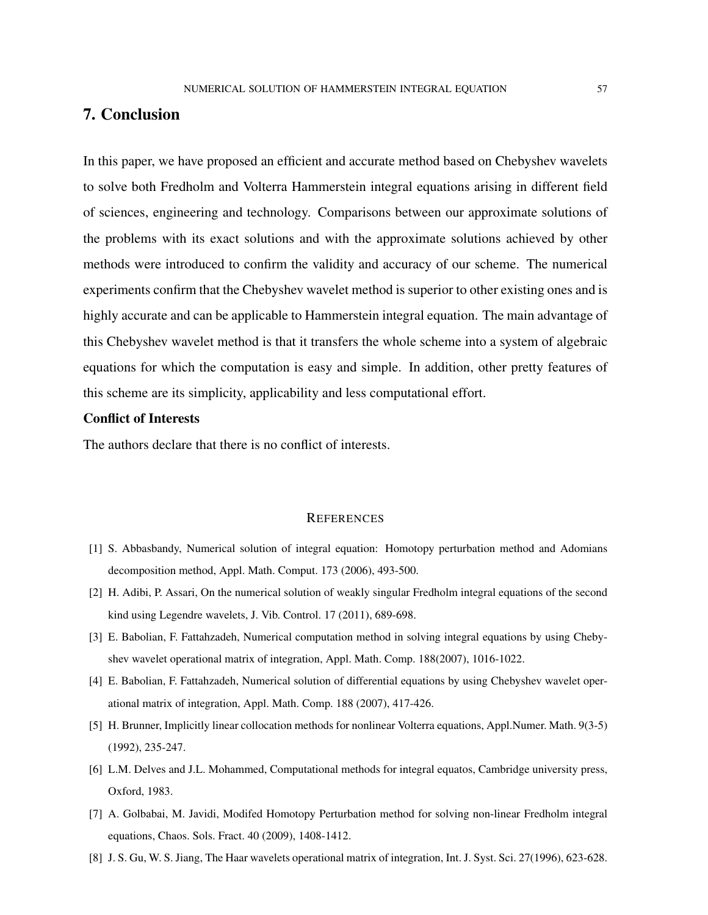## 7. Conclusion

In this paper, we have proposed an efficient and accurate method based on Chebyshev wavelets to solve both Fredholm and Volterra Hammerstein integral equations arising in different field of sciences, engineering and technology. Comparisons between our approximate solutions of the problems with its exact solutions and with the approximate solutions achieved by other methods were introduced to confirm the validity and accuracy of our scheme. The numerical experiments confirm that the Chebyshev wavelet method is superior to other existing ones and is highly accurate and can be applicable to Hammerstein integral equation. The main advantage of this Chebyshev wavelet method is that it transfers the whole scheme into a system of algebraic equations for which the computation is easy and simple. In addition, other pretty features of this scheme are its simplicity, applicability and less computational effort.

**Conflict of Interests**

The authors declare that there is no conflict of interests.

### REFERENCES

[1] S. Abbasbandy, Numerical solution of integral equation: Homotopy perturbation method and Adomians decomposition method, Appl. Math. Comput. 173 (2006), 493-500.

[2] H. Adibi, P. Assari, On the numerical solution of weakly singular Fredholm integral equations of the second kind using Legendre wavelets, J. Vib. Control. 17 (2011), 689-698.

[3] E. Babolian, F. Fattahzadeh, Numerical computation method in solving integral equations by using Chebyshev wavelet operational matrix of integration, Appl. Math. Comp. 188(2007), 1016-1022.

[4] E. Babolian, F. Fattahzadeh, Numerical solution of differential equations by using Chebyshev wavelet operational matrix of integration, Appl. Math. Comp. 188 (2007), 417-426.

[5] H. Brunner, Implicitly linear collocation methods for nonlinear Volterra equations, Appl.Numer. Math. 9(3-5) (1992), 235-247.

[6] L.M. Delves and J.L. Mohammed, Computational methods for integral equatos, Cambridge university press, Oxford, 1983.

[7] A. Golbabai, M. Javidi, Modifed Homotopy Perturbation method for solving non-linear Fredholm integral equations, Chaos. Sols. Fract. 40 (2009), 1408-1412.

[8] J. S. Gu, W. S. Jiang, The Haar wavelets operational matrix of integration, Int. J. Syst. Sci. 27(1996), 623-628.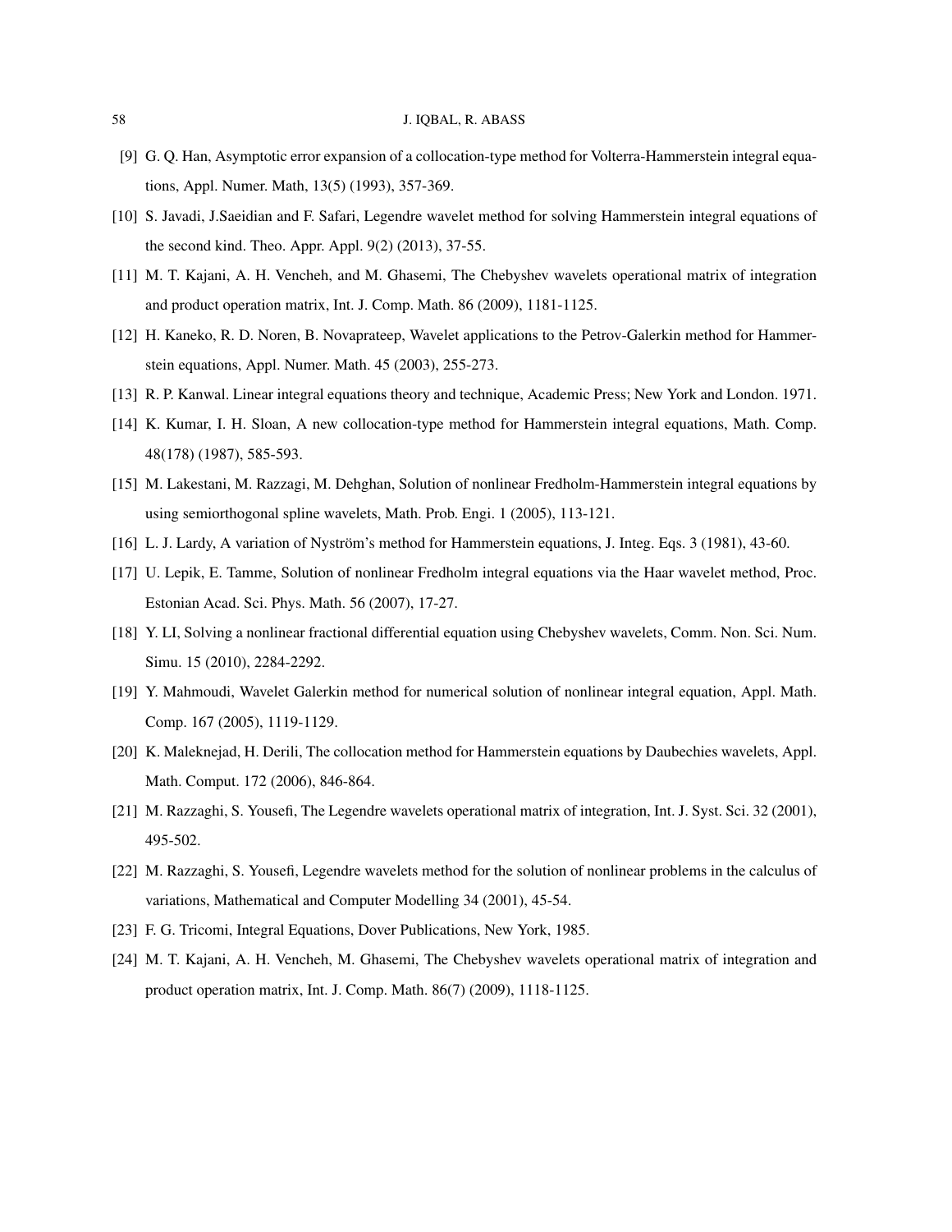[9] G. Q. Han, Asymptotic error expansion of a collocation-type method for Volterra-Hammerstein integral equations, Appl. Numer. Math, 13(5) (1993), 357-369.

[10] S. Javadi, J.Saeidian and F. Safari, Legendre wavelet method for solving Hammerstein integral equations of the second kind. Theo. Appr. Appl. 9(2) (2013), 37-55.

[11] M. T. Kajani, A. H. Vencheh, and M. Ghasemi, The Chebyshev wavelets operational matrix of integration and product operation matrix, Int. J. Comp. Math. 86 (2009), 1181-1125.

[12] H. Kaneko, R. D. Noren, B. Novaprateep, Wavelet applications to the Petrov-Galerkin method for Hammerstein equations, Appl. Numer. Math. 45 (2003), 255-273.

[13] R. P. Kanwal. Linear integral equations theory and technique, Academic Press; New York and London. 1971.

[14] K. Kumar, I. H. Sloan, A new collocation-type method for Hammerstein integral equations, Math. Comp. 48(178) (1987), 585-593.

[15] M. Lakestani, M. Razzagi, M. Dehghan, Solution of nonlinear Fredholm-Hammerstein integral equations by using semiorthogonal spline wavelets, Math. Prob. Engi. 1 (2005), 113-121.

[16] L. J. Lardy, A variation of Nyström's method for Hammerstein equations, J. Integ. Eqs. 3 (1981), 43-60.

[17] U. Lepik, E. Tamme, Solution of nonlinear Fredholm integral equations via the Haar wavelet method, Proc. Estonian Acad. Sci. Phys. Math. 56 (2007), 17-27.

[18] Y. LI, Solving a nonlinear fractional differential equation using Chebyshev wavelets, Comm. Non. Sci. Num. Simu. 15 (2010), 2284-2292.

[19] Y. Mahmoudi, Wavelet Galerkin method for numerical solution of nonlinear integral equation, Appl. Math. Comp. 167 (2005), 1119-1129.

[20] K. Maleknejad, H. Derili, The collocation method for Hammerstein equations by Daubechies wavelets, Appl. Math. Comput. 172 (2006), 846-864.

[21] M. Razzaghi, S. Yousefi, The Legendre wavelets operational matrix of integration, Int. J. Syst. Sci. 32 (2001), 495-502.

[22] M. Razzaghi, S. Yousefi, Legendre wavelets method for the solution of nonlinear problems in the calculus of variations, Mathematical and Computer Modelling 34 (2001), 45-54.

[23] F. G. Tricomi, Integral Equations, Dover Publications, New York, 1985.

[24] M. T. Kajani, A. H. Vencheh, M. Ghasemi, The Chebyshev wavelets operational matrix of integration and product operation matrix, Int. J. Comp. Math. 86(7) (2009), 1118-1125.